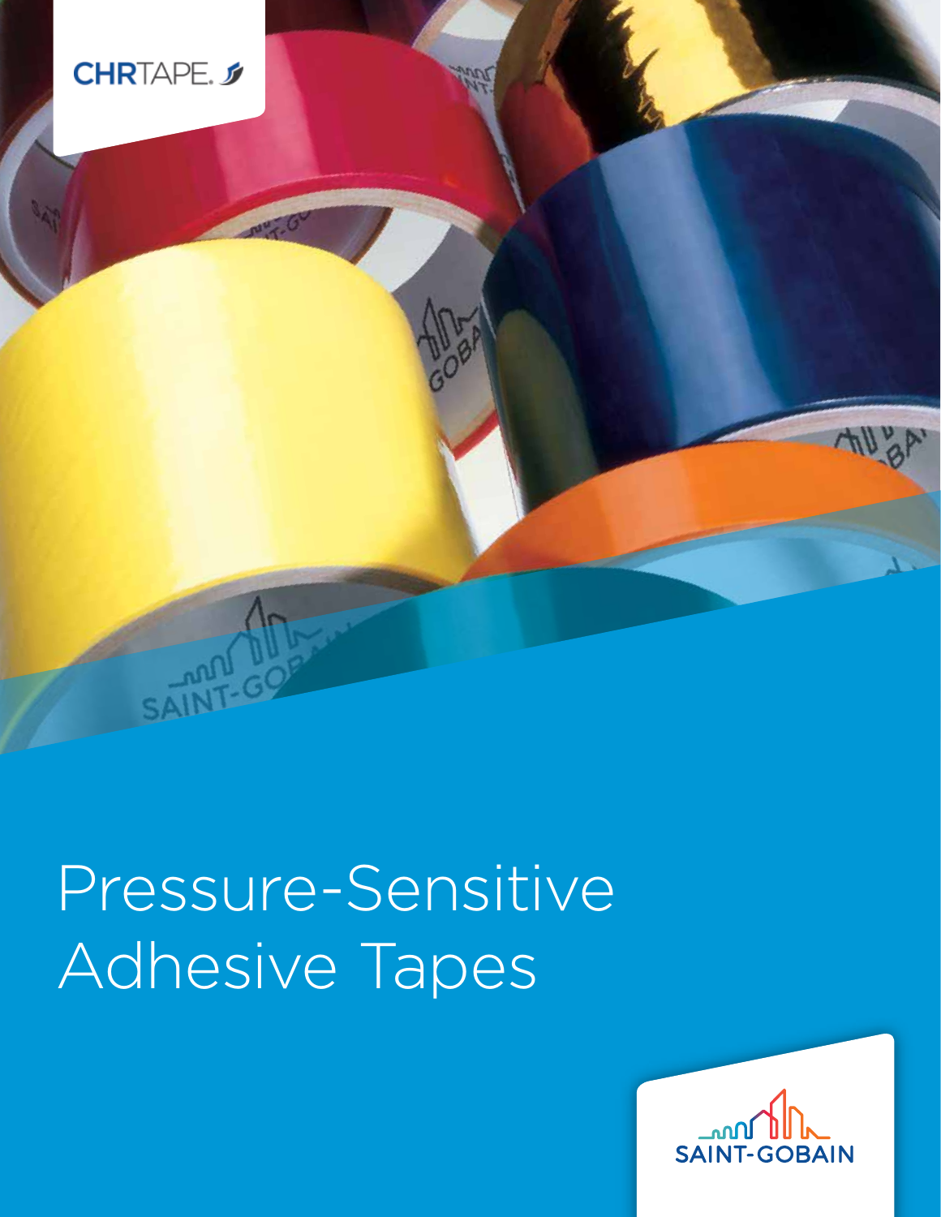CHRTAPE.

# Pressure-Sensitive Adhesive Tapes

SAINT-GOBAIN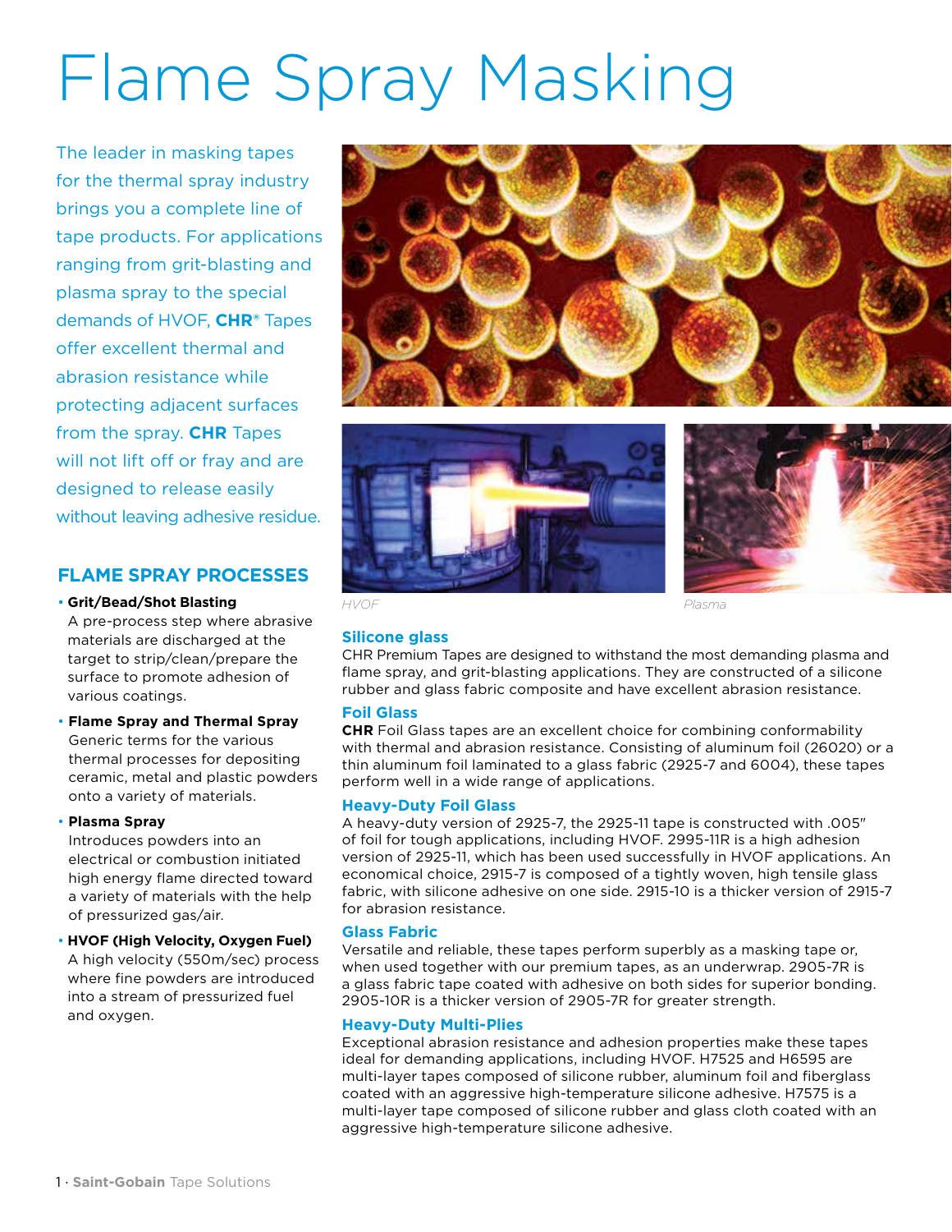# Flame Spray Masking

The leader in masking tapes for the thermal spray industry brings you a complete line of tape products. For applications ranging from grit-blasting and plasma spray to the special demands of HVOF, **CHR**® Tapes offer excellent thermal and abrasion resistance while protecting adjacent surfaces from the spray. **CHR** Tapes will not lift off or fray and are designed to release easily without leaving adhesive residue.

## FLAME SPRAY PROCESSES

- **Grit/Bead/Shot Blasting**
  A pre-process step where abrasive materials are discharged at the target to strip/clean/prepare the surface to promote adhesion of various coatings.
- **Flame Spray and Thermal Spray**
  Generic terms for the various thermal processes for depositing ceramic, metal and plastic powders onto a variety of materials.
- **Plasma Spray**
  Introduces powders into an electrical or combustion initiated high energy flame directed toward a variety of materials with the help of pressurized gas/air.
- **HVOF (High Velocity, Oxygen Fuel)**
  A high velocity (550m/sec) process where fine powders are introduced into a stream of pressurized fuel and oxygen.

*HVOF*

*Plasma*

### Silicone glass

CHR Premium Tapes are designed to withstand the most demanding plasma and flame spray, and grit-blasting applications. They are constructed of a silicone rubber and glass fabric composite and have excellent abrasion resistance.

### Foil Glass

**CHR** Foil Glass tapes are an excellent choice for combining conformability with thermal and abrasion resistance. Consisting of aluminum foil (26020) or a thin aluminum foil laminated to a glass fabric (2925-7 and 6004), these tapes perform well in a wide range of applications.

### Heavy-Duty Foil Glass

A heavy-duty version of 2925-7, the 2925-11 tape is constructed with .005" of foil for tough applications, including HVOF. 2995-11R is a high adhesion version of 2925-11, which has been used successfully in HVOF applications. An economical choice, 2915-7 is composed of a tightly woven, high tensile glass fabric, with silicone adhesive on one side. 2915-10 is a thicker version of 2915-7 for abrasion resistance.

### Glass Fabric

Versatile and reliable, these tapes perform superbly as a masking tape or, when used together with our premium tapes, as an underwrap. 2905-7R is a glass fabric tape coated with adhesive on both sides for superior bonding. 2905-10R is a thicker version of 2905-7R for greater strength.

### Heavy-Duty Multi-Plies

Exceptional abrasion resistance and adhesion properties make these tapes ideal for demanding applications, including HVOF. H7525 and H6595 are multi-layer tapes composed of silicone rubber, aluminum foil and fiberglass coated with an aggressive high-temperature silicone adhesive. H7575 is a multi-layer tape composed of silicone rubber and glass cloth coated with an aggressive high-temperature silicone adhesive.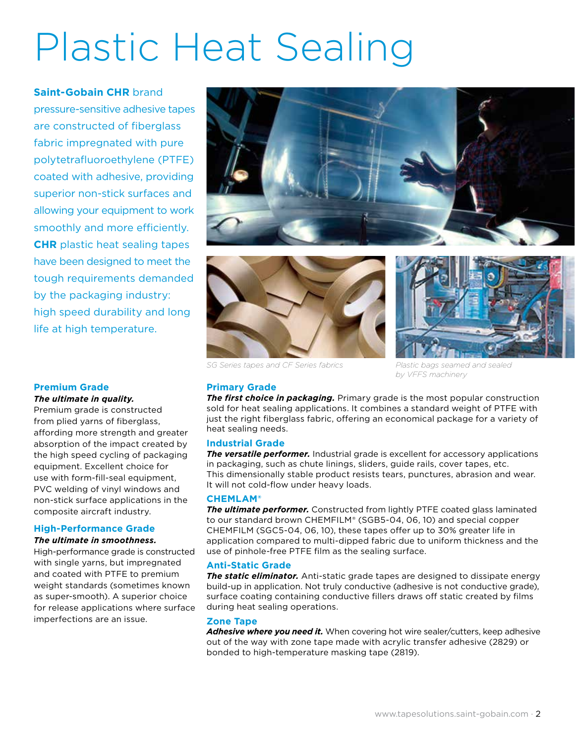# Plastic Heat Sealing

**Saint-Gobain CHR** brand pressure-sensitive adhesive tapes are constructed of fiberglass fabric impregnated with pure polytetrafluoroethylene (PTFE) coated with adhesive, providing superior non-stick surfaces and allowing your equipment to work smoothly and more efficiently. **CHR** plastic heat sealing tapes have been designed to meet the tough requirements demanded by the packaging industry: high speed durability and long life at high temperature.

*SG Series tapes and CF Series fabrics*

*Plastic bags seamed and sealed by VFFS machinery*

## Premium Grade

***The ultimate in quality.***
Premium grade is constructed from plied yarns of fiberglass, affording more strength and greater absorption of the impact created by the high speed cycling of packaging equipment. Excellent choice for use with form-fill-seal equipment, PVC welding of vinyl windows and non-stick surface applications in the composite aircraft industry.

## High-Performance Grade

***The ultimate in smoothness.***
High-performance grade is constructed with single yarns, but impregnated and coated with PTFE to premium weight standards (sometimes known as super-smooth). A superior choice for release applications where surface imperfections are an issue.

## Primary Grade

***The first choice in packaging.*** Primary grade is the most popular construction sold for heat sealing applications. It combines a standard weight of PTFE with just the right fiberglass fabric, offering an economical package for a variety of heat sealing needs.

## Industrial Grade

***The versatile performer.*** Industrial grade is excellent for accessory applications in packaging, such as chute linings, sliders, guide rails, cover tapes, etc. This dimensionally stable product resists tears, punctures, abrasion and wear. It will not cold-flow under heavy loads.

## CHEMLAM®

***The ultimate performer.*** Constructed from lightly PTFE coated glass laminated to our standard brown CHEMFILM® (SGB5-04, 06, 10) and special copper CHEMFILM (SGC5-04, 06, 10), these tapes offer up to 30% greater life in application compared to multi-dipped fabric due to uniform thickness and the use of pinhole-free PTFE film as the sealing surface.

## Anti-Static Grade

***The static eliminator.*** Anti-static grade tapes are designed to dissipate energy build-up in application. Not truly conductive (adhesive is not conductive grade), surface coating containing conductive fillers draws off static created by films during heat sealing operations.

## Zone Tape

***Adhesive where you need it.*** When covering hot wire sealer/cutters, keep adhesive out of the way with zone tape made with acrylic transfer adhesive (2829) or bonded to high-temperature masking tape (2819).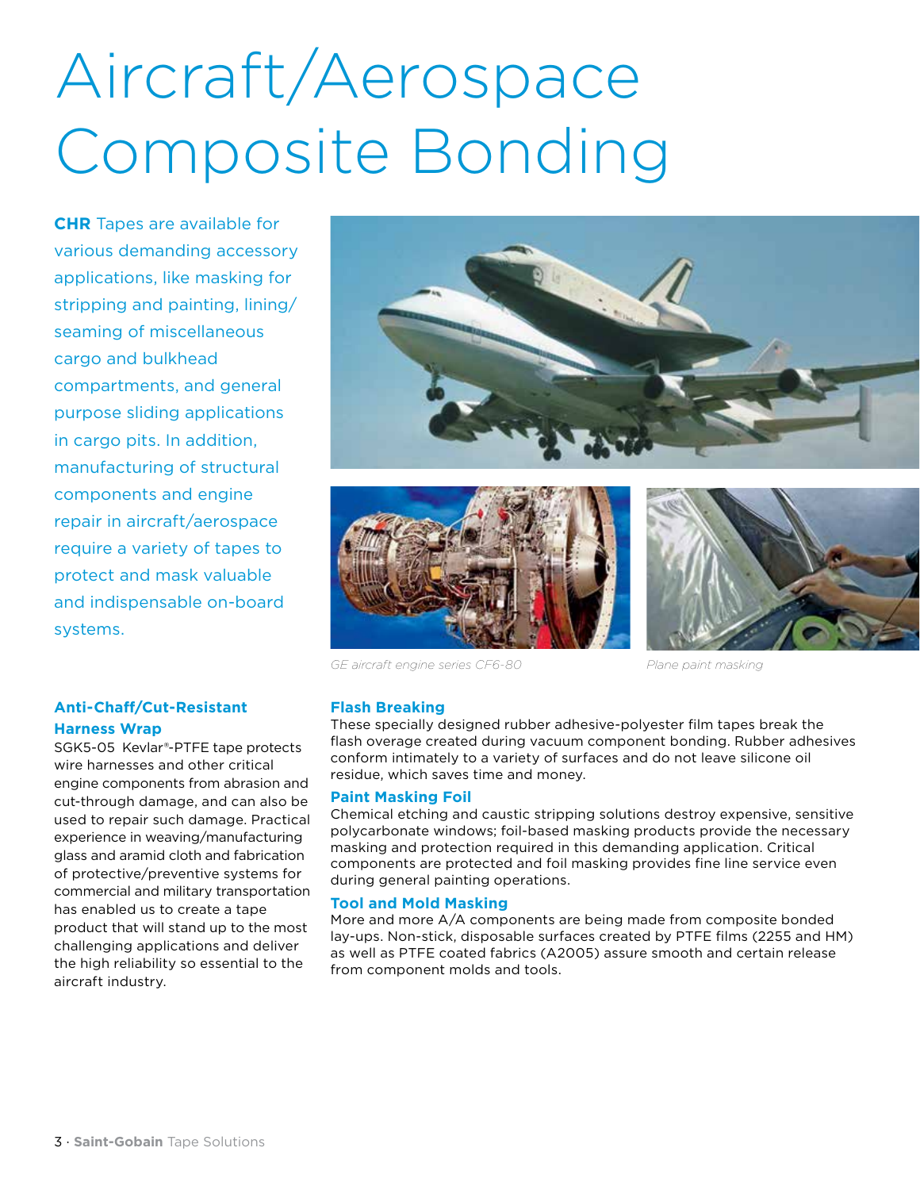# Aircraft/Aerospace Composite Bonding

**CHR** Tapes are available for various demanding accessory applications, like masking for stripping and painting, lining/seaming of miscellaneous cargo and bulkhead compartments, and general purpose sliding applications in cargo pits. In addition, manufacturing of structural components and engine repair in aircraft/aerospace require a variety of tapes to protect and mask valuable and indispensable on-board systems.

*GE aircraft engine series CF6-80*

*Plane paint masking*

### Anti-Chaff/Cut-Resistant Harness Wrap

SGK5-05 Kevlar®-PTFE tape protects wire harnesses and other critical engine components from abrasion and cut-through damage, and can also be used to repair such damage. Practical experience in weaving/manufacturing glass and aramid cloth and fabrication of protective/preventive systems for commercial and military transportation has enabled us to create a tape product that will stand up to the most challenging applications and deliver the high reliability so essential to the aircraft industry.

### Flash Breaking

These specially designed rubber adhesive-polyester film tapes break the flash overage created during vacuum component bonding. Rubber adhesives conform intimately to a variety of surfaces and do not leave silicone oil residue, which saves time and money.

### Paint Masking Foil

Chemical etching and caustic stripping solutions destroy expensive, sensitive polycarbonate windows; foil-based masking products provide the necessary masking and protection required in this demanding application. Critical components are protected and foil masking provides fine line service even during general painting operations.

### Tool and Mold Masking

More and more A/A components are being made from composite bonded lay-ups. Non-stick, disposable surfaces created by PTFE films (2255 and HM) as well as PTFE coated fabrics (A2005) assure smooth and certain release from component molds and tools.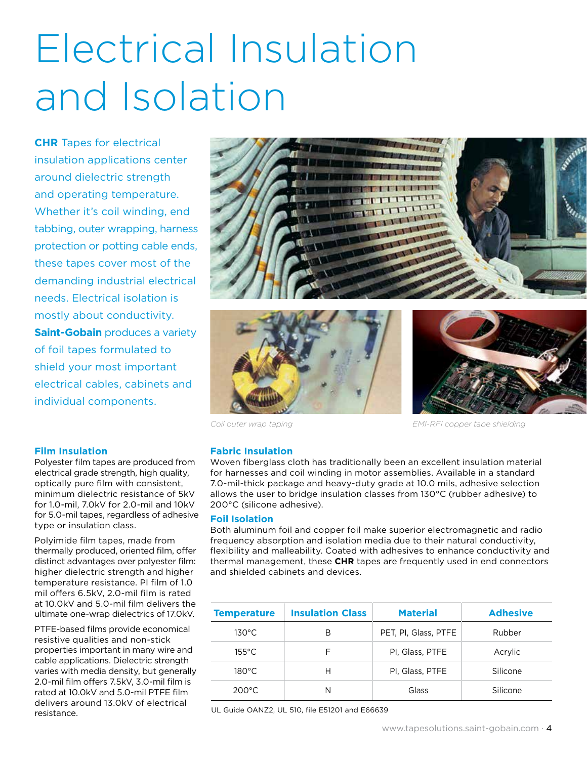# Electrical Insulation and Isolation

**CHR** Tapes for electrical insulation applications center around dielectric strength and operating temperature. Whether it's coil winding, end tabbing, outer wrapping, harness protection or potting cable ends, these tapes cover most of the demanding industrial electrical needs. Electrical isolation is mostly about conductivity. **Saint-Gobain** produces a variety of foil tapes formulated to shield your most important electrical cables, cabinets and individual components.

*Coil outer wrap taping*

*EMI-RFI copper tape shielding*

### Film Insulation

Polyester film tapes are produced from electrical grade strength, high quality, optically pure film with consistent, minimum dielectric resistance of 5kV for 1.0-mil, 7.0kV for 2.0-mil and 10kV for 5.0-mil tapes, regardless of adhesive type or insulation class.

Polyimide film tapes, made from thermally produced, oriented film, offer distinct advantages over polyester film: higher dielectric strength and higher temperature resistance. PI film of 1.0 mil offers 6.5kV, 2.0-mil film is rated at 10.0kV and 5.0-mil film delivers the ultimate one-wrap dielectrics of 17.0kV.

PTFE-based films provide economical resistive qualities and non-stick properties important in many wire and cable applications. Dielectric strength varies with media density, but generally 2.0-mil film offers 7.5kV, 3.0-mil film is rated at 10.0kV and 5.0-mil PTFE film delivers around 13.0kV of electrical resistance.

### Fabric Insulation

Woven fiberglass cloth has traditionally been an excellent insulation material for harnesses and coil winding in motor assemblies. Available in a standard 7.0-mil-thick package and heavy-duty grade at 10.0 mils, adhesive selection allows the user to bridge insulation classes from 130°C (rubber adhesive) to 200°C (silicone adhesive).

### Foil Isolation

Both aluminum foil and copper foil make superior electromagnetic and radio frequency absorption and isolation media due to their natural conductivity, flexibility and malleability. Coated with adhesives to enhance conductivity and thermal management, these **CHR** tapes are frequently used in end connectors and shielded cabinets and devices.

| Temperature | Insulation Class | Material | Adhesive |
|---|---|---|---|
| 130°C | B | PET, PI, Glass, PTFE | Rubber |
| 155°C | F | PI, Glass, PTFE | Acrylic |
| 180°C | H | PI, Glass, PTFE | Silicone |
| 200°C | N | Glass | Silicone |

UL Guide OANZ2, UL 510, file E51201 and E66639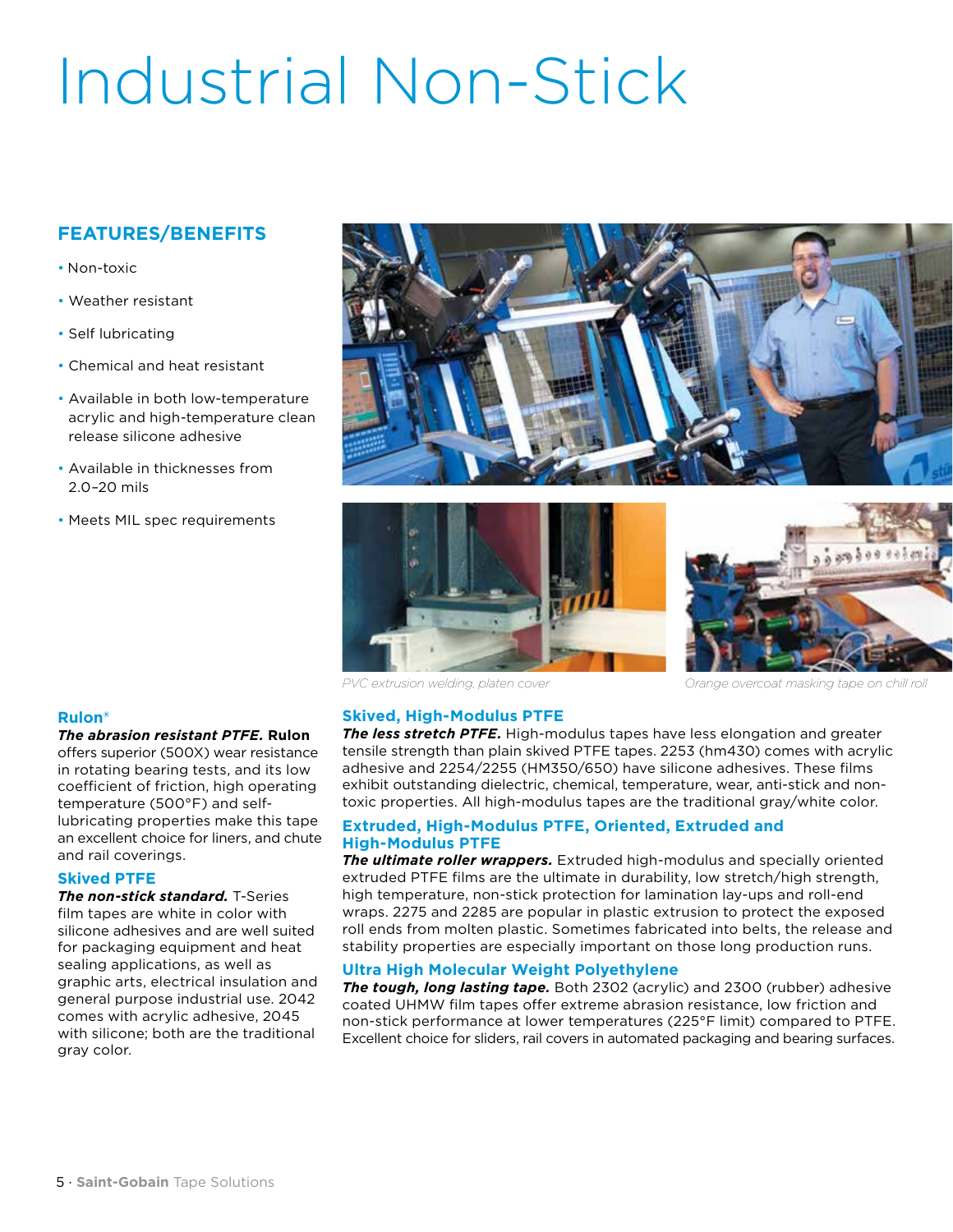# Industrial Non-Stick

## FEATURES/BENEFITS

- Non-toxic
- Weather resistant
- Self lubricating
- Chemical and heat resistant
- Available in both low-temperature acrylic and high-temperature clean release silicone adhesive
- Available in thicknesses from 2.0–20 mils
- Meets MIL spec requirements

PVC extrusion welding, platen cover

Orange overcoat masking tape on chill roll

### Rulon®

***The abrasion resistant PTFE.*** **Rulon** offers superior (500X) wear resistance in rotating bearing tests, and its low coefficient of friction, high operating temperature (500°F) and self-lubricating properties make this tape an excellent choice for liners, and chute and rail coverings.

### Skived PTFE

***The non-stick standard.*** T-Series film tapes are white in color with silicone adhesives and are well suited for packaging equipment and heat sealing applications, as well as graphic arts, electrical insulation and general purpose industrial use. 2042 comes with acrylic adhesive, 2045 with silicone; both are the traditional gray color.

### Skived, High-Modulus PTFE

***The less stretch PTFE.*** High-modulus tapes have less elongation and greater tensile strength than plain skived PTFE tapes. 2253 (hm430) comes with acrylic adhesive and 2254/2255 (HM350/650) have silicone adhesives. These films exhibit outstanding dielectric, chemical, temperature, wear, anti-stick and non-toxic properties. All high-modulus tapes are the traditional gray/white color.

### Extruded, High-Modulus PTFE, Oriented, Extruded and High-Modulus PTFE

***The ultimate roller wrappers.*** Extruded high-modulus and specially oriented extruded PTFE films are the ultimate in durability, low stretch/high strength, high temperature, non-stick protection for lamination lay-ups and roll-end wraps. 2275 and 2285 are popular in plastic extrusion to protect the exposed roll ends from molten plastic. Sometimes fabricated into belts, the release and stability properties are especially important on those long production runs.

### Ultra High Molecular Weight Polyethylene

***The tough, long lasting tape.*** Both 2302 (acrylic) and 2300 (rubber) adhesive coated UHMW film tapes offer extreme abrasion resistance, low friction and non-stick performance at lower temperatures (225°F limit) compared to PTFE. Excellent choice for sliders, rail covers in automated packaging and bearing surfaces.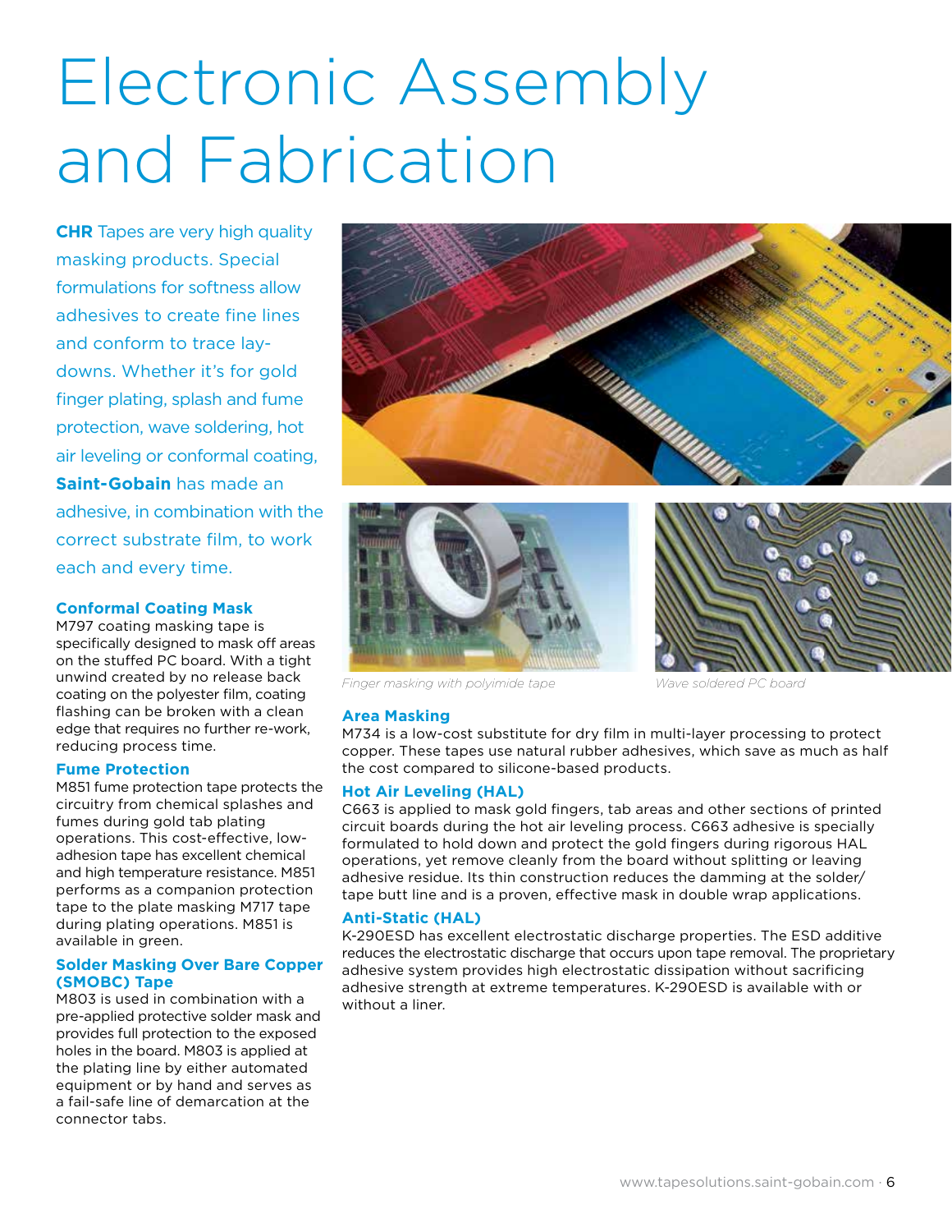# Electronic Assembly and Fabrication

**CHR** Tapes are very high quality masking products. Special formulations for softness allow adhesives to create fine lines and conform to trace lay-downs. Whether it's for gold finger plating, splash and fume protection, wave soldering, hot air leveling or conformal coating, **Saint-Gobain** has made an adhesive, in combination with the correct substrate film, to work each and every time.

### Conformal Coating Mask

M797 coating masking tape is specifically designed to mask off areas on the stuffed PC board. With a tight unwind created by no release back coating on the polyester film, coating flashing can be broken with a clean edge that requires no further re-work, reducing process time.

### Fume Protection

M851 fume protection tape protects the circuitry from chemical splashes and fumes during gold tab plating operations. This cost-effective, low-adhesion tape has excellent chemical and high temperature resistance. M851 performs as a companion protection tape to the plate masking M717 tape during plating operations. M851 is available in green.

### Solder Masking Over Bare Copper (SMOBC) Tape

M803 is used in combination with a pre-applied protective solder mask and provides full protection to the exposed holes in the board. M803 is applied at the plating line by either automated equipment or by hand and serves as a fail-safe line of demarcation at the connector tabs.

*Finger masking with polyimide tape*

*Wave soldered PC board*

### Area Masking

M734 is a low-cost substitute for dry film in multi-layer processing to protect copper. These tapes use natural rubber adhesives, which save as much as half the cost compared to silicone-based products.

### Hot Air Leveling (HAL)

C663 is applied to mask gold fingers, tab areas and other sections of printed circuit boards during the hot air leveling process. C663 adhesive is specially formulated to hold down and protect the gold fingers during rigorous HAL operations, yet remove cleanly from the board without splitting or leaving adhesive residue. Its thin construction reduces the damming at the solder/tape butt line and is a proven, effective mask in double wrap applications.

### Anti-Static (HAL)

K-290ESD has excellent electrostatic discharge properties. The ESD additive reduces the electrostatic discharge that occurs upon tape removal. The proprietary adhesive system provides high electrostatic dissipation without sacrificing adhesive strength at extreme temperatures. K-290ESD is available with or without a liner.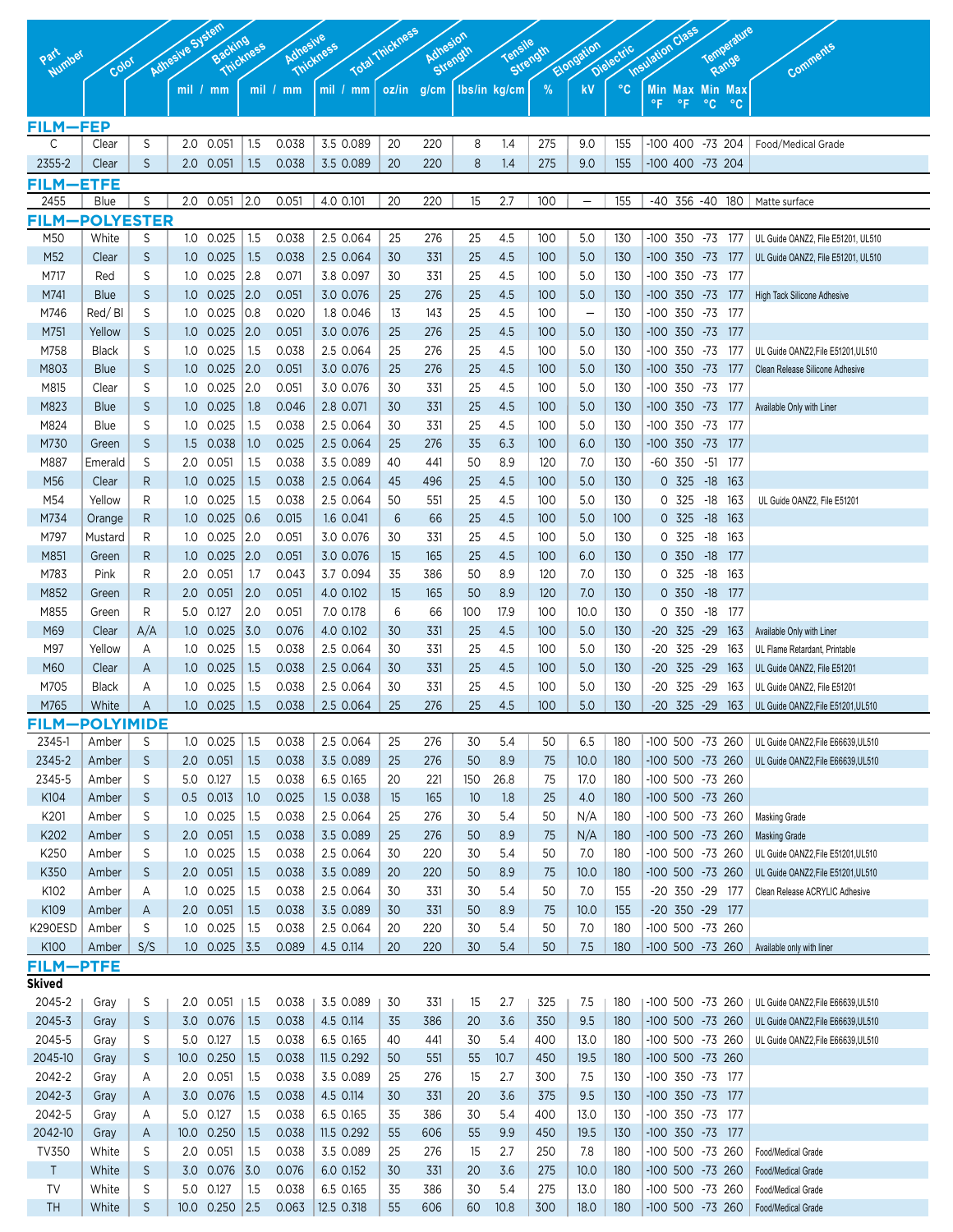| Part Number | Color | Adhesive System | Backing Thickness | | Adhesive Thickness | | Total Thickness | | Adhesion Strength | | Tensile Strength | | Elongation | Dielectric | Insulation Class | Temperature Range | | | | Comments |
|---|---|---|---|---|---|---|---|---|---|---|---|---|---|---|---|---|---|---|---|---|
| | | | mil | mm | mil | mm | mil | mm | oz/in | g/cm | lbs/in | kg/cm | % | kV | °C | Min °F | Max °F | Min °C | Max °C | |
| **FILM—FEP** | | | | | | | | | | | | | | | | | | | | |
| C | Clear | S | 2.0 | 0.051 | 1.5 | 0.038 | 3.5 | 0.089 | 20 | 220 | 8 | 1.4 | 275 | 9.0 | 155 | -100 | 400 | -73 | 204 | Food/Medical Grade |
| 2355-2 | Clear | S | 2.0 | 0.051 | 1.5 | 0.038 | 3.5 | 0.089 | 20 | 220 | 8 | 1.4 | 275 | 9.0 | 155 | -100 | 400 | -73 | 204 | |
| **FILM—ETFE** | | | | | | | | | | | | | | | | | | | | |
| 2455 | Blue | S | 2.0 | 0.051 | 2.0 | 0.051 | 4.0 | 0.101 | 20 | 220 | 15 | 2.7 | 100 | — | 155 | -40 | 356 | -40 | 180 | Matte surface |
| **FILM—POLYESTER** | | | | | | | | | | | | | | | | | | | | |
| M50 | White | S | 1.0 | 0.025 | 1.5 | 0.038 | 2.5 | 0.064 | 25 | 276 | 25 | 4.5 | 100 | 5.0 | 130 | -100 | 350 | -73 | 177 | UL Guide OANZ2, File E51201, UL510 |
| M52 | Clear | S | 1.0 | 0.025 | 1.5 | 0.038 | 2.5 | 0.064 | 30 | 331 | 25 | 4.5 | 100 | 5.0 | 130 | -100 | 350 | -73 | 177 | UL Guide OANZ2, File E51201, UL510 |
| M717 | Red | S | 1.0 | 0.025 | 2.8 | 0.071 | 3.8 | 0.097 | 30 | 331 | 25 | 4.5 | 100 | 5.0 | 130 | -100 | 350 | -73 | 177 | |
| M741 | Blue | S | 1.0 | 0.025 | 2.0 | 0.051 | 3.0 | 0.076 | 25 | 276 | 25 | 4.5 | 100 | 5.0 | 130 | -100 | 350 | -73 | 177 | High Tack Silicone Adhesive |
| M746 | Red/ Bl | S | 1.0 | 0.025 | 0.8 | 0.020 | 1.8 | 0.046 | 13 | 143 | 25 | 4.5 | 100 | — | 130 | -100 | 350 | -73 | 177 | |
| M751 | Yellow | S | 1.0 | 0.025 | 2.0 | 0.051 | 3.0 | 0.076 | 25 | 276 | 25 | 4.5 | 100 | 5.0 | 130 | -100 | 350 | -73 | 177 | |
| M758 | Black | S | 1.0 | 0.025 | 1.5 | 0.038 | 2.5 | 0.064 | 25 | 276 | 25 | 4.5 | 100 | 5.0 | 130 | -100 | 350 | -73 | 177 | UL Guide OANZ2,File E51201,UL510 |
| M803 | Blue | S | 1.0 | 0.025 | 2.0 | 0.051 | 3.0 | 0.076 | 25 | 276 | 25 | 4.5 | 100 | 5.0 | 130 | -100 | 350 | -73 | 177 | Clean Release Silicone Adhesive |
| M815 | Clear | S | 1.0 | 0.025 | 2.0 | 0.051 | 3.0 | 0.076 | 30 | 331 | 25 | 4.5 | 100 | 5.0 | 130 | -100 | 350 | -73 | 177 | |
| M823 | Blue | S | 1.0 | 0.025 | 1.8 | 0.046 | 2.8 | 0.071 | 30 | 331 | 25 | 4.5 | 100 | 5.0 | 130 | -100 | 350 | -73 | 177 | Available Only with Liner |
| M824 | Blue | S | 1.0 | 0.025 | 1.5 | 0.038 | 2.5 | 0.064 | 30 | 331 | 25 | 4.5 | 100 | 5.0 | 130 | -100 | 350 | -73 | 177 | |
| M730 | Green | S | 1.5 | 0.038 | 1.0 | 0.025 | 2.5 | 0.064 | 25 | 276 | 35 | 6.3 | 100 | 6.0 | 130 | -100 | 350 | -73 | 177 | |
| M887 | Emerald | S | 2.0 | 0.051 | 1.5 | 0.038 | 3.5 | 0.089 | 40 | 441 | 50 | 8.9 | 120 | 7.0 | 130 | -60 | 350 | -51 | 177 | |
| M56 | Clear | R | 1.0 | 0.025 | 1.5 | 0.038 | 2.5 | 0.064 | 45 | 496 | 25 | 4.5 | 100 | 5.0 | 130 | 0 | 325 | -18 | 163 | |
| M54 | Yellow | R | 1.0 | 0.025 | 1.5 | 0.038 | 2.5 | 0.064 | 50 | 551 | 25 | 4.5 | 100 | 5.0 | 130 | 0 | 325 | -18 | 163 | UL Guide OANZ2, File E51201 |
| M734 | Orange | R | 1.0 | 0.025 | 0.6 | 0.015 | 1.6 | 0.041 | 6 | 66 | 25 | 4.5 | 100 | 5.0 | 100 | 0 | 325 | -18 | 163 | |
| M797 | Mustard | R | 1.0 | 0.025 | 2.0 | 0.051 | 3.0 | 0.076 | 30 | 331 | 25 | 4.5 | 100 | 5.0 | 130 | 0 | 325 | -18 | 163 | |
| M851 | Green | R | 1.0 | 0.025 | 2.0 | 0.051 | 3.0 | 0.076 | 15 | 165 | 25 | 4.5 | 100 | 6.0 | 130 | 0 | 350 | -18 | 177 | |
| M783 | Pink | R | 2.0 | 0.051 | 1.7 | 0.043 | 3.7 | 0.094 | 35 | 386 | 50 | 8.9 | 120 | 7.0 | 130 | 0 | 325 | -18 | 163 | |
| M852 | Green | R | 2.0 | 0.051 | 2.0 | 0.051 | 4.0 | 0.102 | 15 | 165 | 50 | 8.9 | 120 | 7.0 | 130 | 0 | 350 | -18 | 177 | |
| M855 | Green | R | 5.0 | 0.127 | 2.0 | 0.051 | 7.0 | 0.178 | 6 | 66 | 100 | 17.9 | 100 | 10.0 | 130 | 0 | 350 | -18 | 177 | |
| M69 | Clear | A/A | 1.0 | 0.025 | 3.0 | 0.076 | 4.0 | 0.102 | 30 | 331 | 25 | 4.5 | 100 | 5.0 | 130 | -20 | 325 | -29 | 163 | Available Only with Liner |
| M97 | Yellow | A | 1.0 | 0.025 | 1.5 | 0.038 | 2.5 | 0.064 | 30 | 331 | 25 | 4.5 | 100 | 5.0 | 130 | -20 | 325 | -29 | 163 | UL Flame Retardant, Printable |
| M60 | Clear | A | 1.0 | 0.025 | 1.5 | 0.038 | 2.5 | 0.064 | 30 | 331 | 25 | 4.5 | 100 | 5.0 | 130 | -20 | 325 | -29 | 163 | UL Guide OANZ2, File E51201 |
| M705 | Black | A | 1.0 | 0.025 | 1.5 | 0.038 | 2.5 | 0.064 | 30 | 331 | 25 | 4.5 | 100 | 5.0 | 130 | -20 | 325 | -29 | 163 | UL Guide OANZ2, File E51201 |
| M765 | White | A | 1.0 | 0.025 | 1.5 | 0.038 | 2.5 | 0.064 | 25 | 276 | 25 | 4.5 | 100 | 5.0 | 130 | -20 | 325 | -29 | 163 | UL Guide OANZ2,File E51201,UL510 |
| **FILM—POLYIMIDE** | | | | | | | | | | | | | | | | | | | | |
| 2345-1 | Amber | S | 1.0 | 0.025 | 1.5 | 0.038 | 2.5 | 0.064 | 25 | 276 | 30 | 5.4 | 50 | 6.5 | 180 | -100 | 500 | -73 | 260 | UL Guide OANZ2,File E66639,UL510 |
| 2345-2 | Amber | S | 2.0 | 0.051 | 1.5 | 0.038 | 3.5 | 0.089 | 25 | 276 | 50 | 8.9 | 75 | 10.0 | 180 | -100 | 500 | -73 | 260 | UL Guide OANZ2,File E66639,UL510 |
| 2345-5 | Amber | S | 5.0 | 0.127 | 1.5 | 0.038 | 6.5 | 0.165 | 20 | 221 | 150 | 26.8 | 75 | 17.0 | 180 | -100 | 500 | -73 | 260 | |
| K104 | Amber | S | 0.5 | 0.013 | 1.0 | 0.025 | 1.5 | 0.038 | 15 | 165 | 10 | 1.8 | 25 | 4.0 | 180 | -100 | 500 | -73 | 260 | |
| K201 | Amber | S | 1.0 | 0.025 | 1.5 | 0.038 | 2.5 | 0.064 | 25 | 276 | 30 | 5.4 | 50 | N/A | 180 | -100 | 500 | -73 | 260 | Masking Grade |
| K202 | Amber | S | 2.0 | 0.051 | 1.5 | 0.038 | 3.5 | 0.089 | 25 | 276 | 50 | 8.9 | 75 | N/A | 180 | -100 | 500 | -73 | 260 | Masking Grade |
| K250 | Amber | S | 1.0 | 0.025 | 1.5 | 0.038 | 2.5 | 0.064 | 30 | 220 | 30 | 5.4 | 50 | 7.0 | 180 | -100 | 500 | -73 | 260 | UL Guide OANZ2,File E51201,UL510 |
| K350 | Amber | S | 2.0 | 0.051 | 1.5 | 0.038 | 3.5 | 0.089 | 20 | 220 | 50 | 8.9 | 75 | 10.0 | 180 | -100 | 500 | -73 | 260 | UL Guide OANZ2,File E51201,UL510 |
| K102 | Amber | A | 1.0 | 0.025 | 1.5 | 0.038 | 2.5 | 0.064 | 30 | 331 | 30 | 5.4 | 50 | 7.0 | 155 | -20 | 350 | -29 | 177 | Clean Release ACRYLIC Adhesive |
| K109 | Amber | A | 2.0 | 0.051 | 1.5 | 0.038 | 3.5 | 0.089 | 30 | 331 | 50 | 8.9 | 75 | 10.0 | 155 | -20 | 350 | -29 | 177 | |
| K290ESD | Amber | S | 1.0 | 0.025 | 1.5 | 0.038 | 2.5 | 0.064 | 20 | 220 | 30 | 5.4 | 50 | 7.0 | 180 | -100 | 500 | -73 | 260 | |
| K100 | Amber | S/S | 1.0 | 0.025 | 3.5 | 0.089 | 4.5 | 0.114 | 20 | 220 | 30 | 5.4 | 50 | 7.5 | 180 | -100 | 500 | -73 | 260 | Available only with liner |
| **FILM—PTFE** | | | | | | | | | | | | | | | | | | | | |
| **Skived** | | | | | | | | | | | | | | | | | | | | |
| 2045-2 | Gray | S | 2.0 | 0.051 | 1.5 | 0.038 | 3.5 | 0.089 | 30 | 331 | 15 | 2.7 | 325 | 7.5 | 180 | -100 | 500 | -73 | 260 | UL Guide OANZ2,File E66639,UL510 |
| 2045-3 | Gray | S | 3.0 | 0.076 | 1.5 | 0.038 | 4.5 | 0.114 | 35 | 386 | 20 | 3.6 | 350 | 9.5 | 180 | -100 | 500 | -73 | 260 | UL Guide OANZ2,File E66639,UL510 |
| 2045-5 | Gray | S | 5.0 | 0.127 | 1.5 | 0.038 | 6.5 | 0.165 | 40 | 441 | 30 | 5.4 | 400 | 13.0 | 180 | -100 | 500 | -73 | 260 | UL Guide OANZ2,File E66639,UL510 |
| 2045-10 | Gray | S | 10.0 | 0.250 | 1.5 | 0.038 | 11.5 | 0.292 | 50 | 551 | 55 | 10.7 | 450 | 19.5 | 180 | -100 | 500 | -73 | 260 | |
| 2042-2 | Gray | A | 2.0 | 0.051 | 1.5 | 0.038 | 3.5 | 0.089 | 25 | 276 | 15 | 2.7 | 300 | 7.5 | 130 | -100 | 350 | -73 | 177 | |
| 2042-3 | Gray | A | 3.0 | 0.076 | 1.5 | 0.038 | 4.5 | 0.114 | 30 | 331 | 20 | 3.6 | 375 | 9.5 | 130 | -100 | 350 | -73 | 177 | |
| 2042-5 | Gray | A | 5.0 | 0.127 | 1.5 | 0.038 | 6.5 | 0.165 | 35 | 386 | 30 | 5.4 | 400 | 13.0 | 130 | -100 | 350 | -73 | 177 | |
| 2042-10 | Gray | A | 10.0 | 0.250 | 1.5 | 0.038 | 11.5 | 0.292 | 55 | 606 | 55 | 9.9 | 450 | 19.5 | 130 | -100 | 350 | -73 | 177 | |
| TV350 | White | S | 2.0 | 0.051 | 1.5 | 0.038 | 3.5 | 0.089 | 25 | 276 | 15 | 2.7 | 250 | 7.8 | 180 | -100 | 500 | -73 | 260 | Food/Medical Grade |
| T | White | S | 3.0 | 0.076 | 3.0 | 0.076 | 6.0 | 0.152 | 30 | 331 | 20 | 3.6 | 275 | 10.0 | 180 | -100 | 500 | -73 | 260 | Food/Medical Grade |
| TV | White | S | 5.0 | 0.127 | 1.5 | 0.038 | 6.5 | 0.165 | 35 | 386 | 30 | 5.4 | 275 | 13.0 | 180 | -100 | 500 | -73 | 260 | Food/Medical Grade |
| TH | White | S | 10.0 | 0.250 | 2.5 | 0.063 | 12.5 | 0.318 | 55 | 606 | 60 | 10.8 | 300 | 18.0 | 180 | -100 | 500 | -73 | 260 | Food/Medical Grade |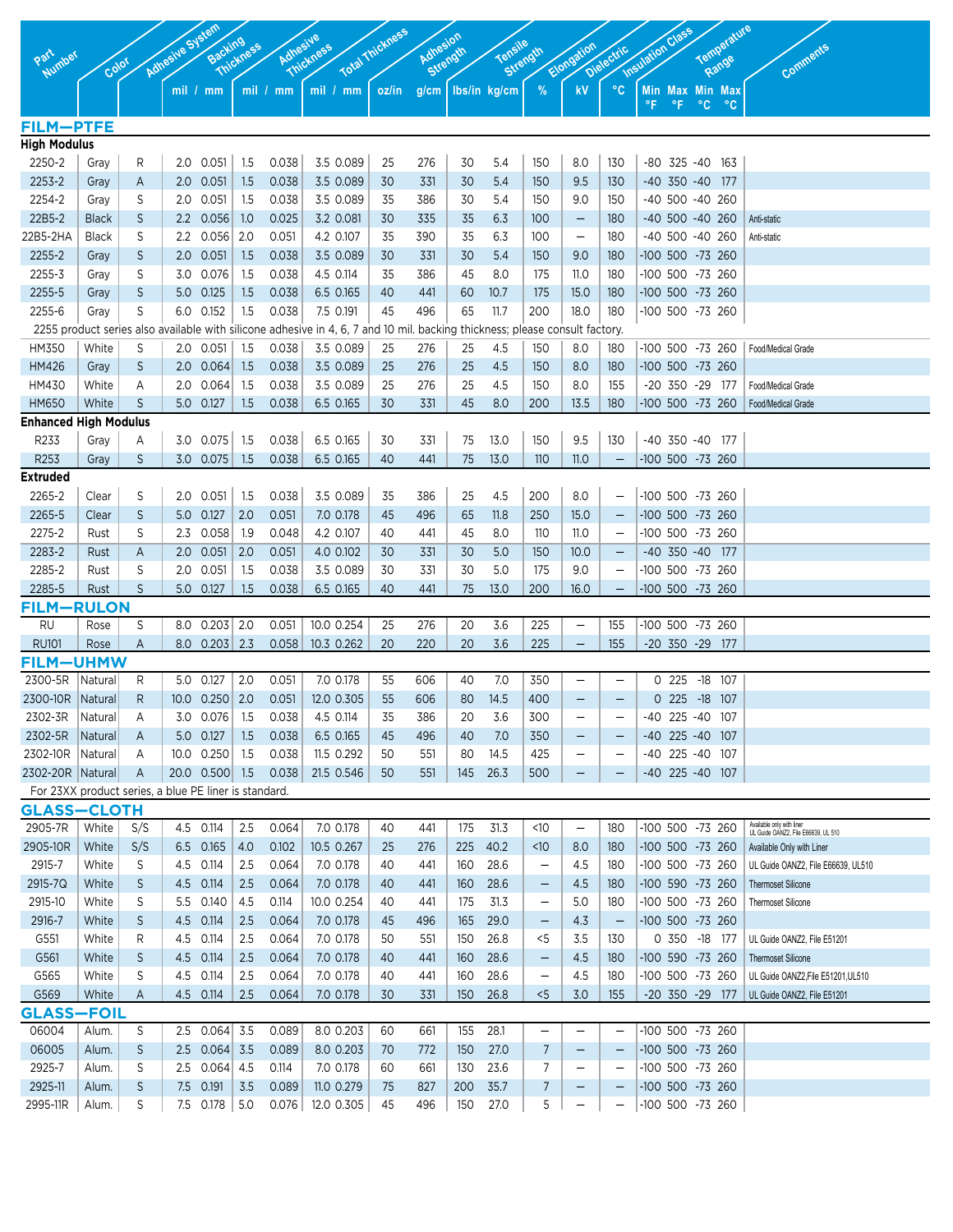| Part Number | Color | Adhesive System | Backing Thickness | | Adhesive Thickness | | Total Thickness | | Adhesion Strength | | Tensile Strength | | Elongation | Dielectric | Insulation Class | Temperature Range | | | | Comments |
|---|---|---|---|---|---|---|---|---|---|---|---|---|---|---|---|---|---|---|---|---|
| | | | mil | mm | mil | mm | mil | mm | oz/in | g/cm | lbs/in | kg/cm | % | kV | °C | Min °F | Max °F | Min °C | Max °C | |
| **FILM—PTFE** | | | | | | | | | | | | | | | | | | | | |
| **High Modulus** | | | | | | | | | | | | | | | | | | | | |
| 2250-2 | Gray | R | 2.0 | 0.051 | 1.5 | 0.038 | 3.5 | 0.089 | 25 | 276 | 30 | 5.4 | 150 | 8.0 | 130 | -80 | 325 | -40 | 163 | |
| 2253-2 | Gray | A | 2.0 | 0.051 | 1.5 | 0.038 | 3.5 | 0.089 | 30 | 331 | 30 | 5.4 | 150 | 9.5 | 130 | -40 | 350 | -40 | 177 | |
| 2254-2 | Gray | S | 2.0 | 0.051 | 1.5 | 0.038 | 3.5 | 0.089 | 35 | 386 | 30 | 5.4 | 150 | 9.0 | 150 | -40 | 500 | -40 | 260 | |
| 22B5-2 | Black | S | 2.2 | 0.056 | 1.0 | 0.025 | 3.2 | 0.081 | 30 | 335 | 35 | 6.3 | 100 | – | 180 | -40 | 500 | -40 | 260 | Anti-static |
| 22B5-2HA | Black | S | 2.2 | 0.056 | 2.0 | 0.051 | 4.2 | 0.107 | 35 | 390 | 35 | 6.3 | 100 | – | 180 | -40 | 500 | -40 | 260 | Anti-static |
| 2255-2 | Gray | S | 2.0 | 0.051 | 1.5 | 0.038 | 3.5 | 0.089 | 30 | 331 | 30 | 5.4 | 150 | 9.0 | 180 | -100 | 500 | -73 | 260 | |
| 2255-3 | Gray | S | 3.0 | 0.076 | 1.5 | 0.038 | 4.5 | 0.114 | 35 | 386 | 45 | 8.0 | 175 | 11.0 | 180 | -100 | 500 | -73 | 260 | |
| 2255-5 | Gray | S | 5.0 | 0.125 | 1.5 | 0.038 | 6.5 | 0.165 | 40 | 441 | 60 | 10.7 | 175 | 15.0 | 180 | -100 | 500 | -73 | 260 | |
| 2255-6 | Gray | S | 6.0 | 0.152 | 1.5 | 0.038 | 7.5 | 0.191 | 45 | 496 | 65 | 11.7 | 200 | 18.0 | 180 | -100 | 500 | -73 | 260 | |
| 2255 product series also available with silicone adhesive in 4, 6, 7 and 10 mil. backing thickness; please consult factory. | | | | | | | | | | | | | | | | | | | | |
| HM350 | White | S | 2.0 | 0.051 | 1.5 | 0.038 | 3.5 | 0.089 | 25 | 276 | 25 | 4.5 | 150 | 8.0 | 180 | -100 | 500 | -73 | 260 | Food/Medical Grade |
| HM426 | Gray | S | 2.0 | 0.064 | 1.5 | 0.038 | 3.5 | 0.089 | 25 | 276 | 25 | 4.5 | 150 | 8.0 | 180 | -100 | 500 | -73 | 260 | |
| HM430 | White | A | 2.0 | 0.064 | 1.5 | 0.038 | 3.5 | 0.089 | 25 | 276 | 25 | 4.5 | 150 | 8.0 | 155 | -20 | 350 | -29 | 177 | Food/Medical Grade |
| HM650 | White | S | 5.0 | 0.127 | 1.5 | 0.038 | 6.5 | 0.165 | 30 | 331 | 45 | 8.0 | 200 | 13.5 | 180 | -100 | 500 | -73 | 260 | Food/Medical Grade |
| **Enhanced High Modulus** | | | | | | | | | | | | | | | | | | | | |
| R233 | Gray | A | 3.0 | 0.075 | 1.5 | 0.038 | 6.5 | 0.165 | 30 | 331 | 75 | 13.0 | 150 | 9.5 | 130 | -40 | 350 | -40 | 177 | |
| R253 | Gray | S | 3.0 | 0.075 | 1.5 | 0.038 | 6.5 | 0.165 | 40 | 441 | 75 | 13.0 | 110 | 11.0 | – | -100 | 500 | -73 | 260 | |
| **Extruded** | | | | | | | | | | | | | | | | | | | | |
| 2265-2 | Clear | S | 2.0 | 0.051 | 1.5 | 0.038 | 3.5 | 0.089 | 35 | 386 | 25 | 4.5 | 200 | 8.0 | – | -100 | 500 | -73 | 260 | |
| 2265-5 | Clear | S | 5.0 | 0.127 | 2.0 | 0.051 | 7.0 | 0.178 | 45 | 496 | 65 | 11.8 | 250 | 15.0 | – | -100 | 500 | -73 | 260 | |
| 2275-2 | Rust | S | 2.3 | 0.058 | 1.9 | 0.048 | 4.2 | 0.107 | 40 | 441 | 45 | 8.0 | 110 | 11.0 | – | -100 | 500 | -73 | 260 | |
| 2283-2 | Rust | A | 2.0 | 0.051 | 2.0 | 0.051 | 4.0 | 0.102 | 30 | 331 | 30 | 5.0 | 150 | 10.0 | – | -40 | 350 | -40 | 177 | |
| 2285-2 | Rust | S | 2.0 | 0.051 | 1.5 | 0.038 | 3.5 | 0.089 | 30 | 331 | 30 | 5.0 | 175 | 9.0 | – | -100 | 500 | -73 | 260 | |
| 2285-5 | Rust | S | 5.0 | 0.127 | 1.5 | 0.038 | 6.5 | 0.165 | 40 | 441 | 75 | 13.0 | 200 | 16.0 | – | -100 | 500 | -73 | 260 | |
| **FILM—RULON** | | | | | | | | | | | | | | | | | | | | |
| RU | Rose | S | 8.0 | 0.203 | 2.0 | 0.051 | 10.0 | 0.254 | 25 | 276 | 20 | 3.6 | 225 | – | 155 | -100 | 500 | -73 | 260 | |
| RU101 | Rose | A | 8.0 | 0.203 | 2.3 | 0.058 | 10.3 | 0.262 | 20 | 220 | 20 | 3.6 | 225 | – | 155 | -20 | 350 | -29 | 177 | |
| **FILM—UHMW** | | | | | | | | | | | | | | | | | | | | |
| 2300-5R | Natural | R | 5.0 | 0.127 | 2.0 | 0.051 | 7.0 | 0.178 | 55 | 606 | 40 | 7.0 | 350 | – | – | 0 | 225 | -18 | 107 | |
| 2300-10R | Natural | R | 10.0 | 0.250 | 2.0 | 0.051 | 12.0 | 0.305 | 55 | 606 | 80 | 14.5 | 400 | – | – | 0 | 225 | -18 | 107 | |
| 2302-3R | Natural | A | 3.0 | 0.076 | 1.5 | 0.038 | 4.5 | 0.114 | 35 | 386 | 20 | 3.6 | 300 | – | – | -40 | 225 | -40 | 107 | |
| 2302-5R | Natural | A | 5.0 | 0.127 | 1.5 | 0.038 | 6.5 | 0.165 | 45 | 496 | 40 | 7.0 | 350 | – | – | -40 | 225 | -40 | 107 | |
| 2302-10R | Natural | A | 10.0 | 0.250 | 1.5 | 0.038 | 11.5 | 0.292 | 50 | 551 | 80 | 14.5 | 425 | – | – | -40 | 225 | -40 | 107 | |
| 2302-20R | Natural | A | 20.0 | 0.500 | 1.5 | 0.038 | 21.5 | 0.546 | 50 | 551 | 145 | 26.3 | 500 | – | – | -40 | 225 | -40 | 107 | |
| For 23XX product series, a blue PE liner is standard. | | | | | | | | | | | | | | | | | | | | |
| **GLASS—CLOTH** | | | | | | | | | | | | | | | | | | | | |
| 2905-7R | White | S/S | 4.5 | 0.114 | 2.5 | 0.064 | 7.0 | 0.178 | 40 | 441 | 175 | 31.3 | <10 | – | 180 | -100 | 500 | -73 | 260 | Available only with liner UL Guide OANZ2, File E66639, UL 510 |
| 2905-10R | White | S/S | 6.5 | 0.165 | 4.0 | 0.102 | 10.5 | 0.267 | 25 | 276 | 225 | 40.2 | <10 | 8.0 | 180 | -100 | 500 | -73 | 260 | Available Only with Liner |
| 2915-7 | White | S | 4.5 | 0.114 | 2.5 | 0.064 | 7.0 | 0.178 | 40 | 441 | 160 | 28.6 | – | 4.5 | 180 | -100 | 500 | -73 | 260 | UL Guide OANZ2, File E66639, UL510 |
| 2915-7Q | White | S | 4.5 | 0.114 | 2.5 | 0.064 | 7.0 | 0.178 | 40 | 441 | 160 | 28.6 | – | 4.5 | 180 | -100 | 590 | -73 | 260 | Thermoset Silicone |
| 2915-10 | White | S | 5.5 | 0.140 | 4.5 | 0.114 | 10.0 | 0.254 | 40 | 441 | 175 | 31.3 | – | 5.0 | 180 | -100 | 500 | -73 | 260 | Thermoset Silicone |
| 2916-7 | White | S | 4.5 | 0.114 | 2.5 | 0.064 | 7.0 | 0.178 | 45 | 496 | 165 | 29.0 | – | 4.3 | – | -100 | 500 | -73 | 260 | |
| G551 | White | R | 4.5 | 0.114 | 2.5 | 0.064 | 7.0 | 0.178 | 50 | 551 | 150 | 26.8 | <5 | 3.5 | 130 | 0 | 350 | -18 | 177 | UL Guide OANZ2, File E51201 |
| G561 | White | S | 4.5 | 0.114 | 2.5 | 0.064 | 7.0 | 0.178 | 40 | 441 | 160 | 28.6 | – | 4.5 | 180 | -100 | 590 | -73 | 260 | Thermoset Silicone |
| G565 | White | S | 4.5 | 0.114 | 2.5 | 0.064 | 7.0 | 0.178 | 40 | 441 | 160 | 28.6 | – | 4.5 | 180 | -100 | 500 | -73 | 260 | UL Guide OANZ2,File E51201,UL510 |
| G569 | White | A | 4.5 | 0.114 | 2.5 | 0.064 | 7.0 | 0.178 | 30 | 331 | 150 | 26.8 | <5 | 3.0 | 155 | -20 | 350 | -29 | 177 | UL Guide OANZ2, File E51201 |
| **GLASS—FOIL** | | | | | | | | | | | | | | | | | | | | |
| 06004 | Alum. | S | 2.5 | 0.064 | 3.5 | 0.089 | 8.0 | 0.203 | 60 | 661 | 155 | 28.1 | – | – | – | -100 | 500 | -73 | 260 | |
| 06005 | Alum. | S | 2.5 | 0.064 | 3.5 | 0.089 | 8.0 | 0.203 | 70 | 772 | 150 | 27.0 | 7 | – | – | -100 | 500 | -73 | 260 | |
| 2925-7 | Alum. | S | 2.5 | 0.064 | 4.5 | 0.114 | 7.0 | 0.178 | 60 | 661 | 130 | 23.6 | 7 | – | – | -100 | 500 | -73 | 260 | |
| 2925-11 | Alum. | S | 7.5 | 0.191 | 3.5 | 0.089 | 11.0 | 0.279 | 75 | 827 | 200 | 35.7 | 7 | – | – | -100 | 500 | -73 | 260 | |
| 2995-11R | Alum. | S | 7.5 | 0.178 | 5.0 | 0.076 | 12.0 | 0.305 | 45 | 496 | 150 | 27.0 | 5 | – | – | -100 | 500 | -73 | 260 | |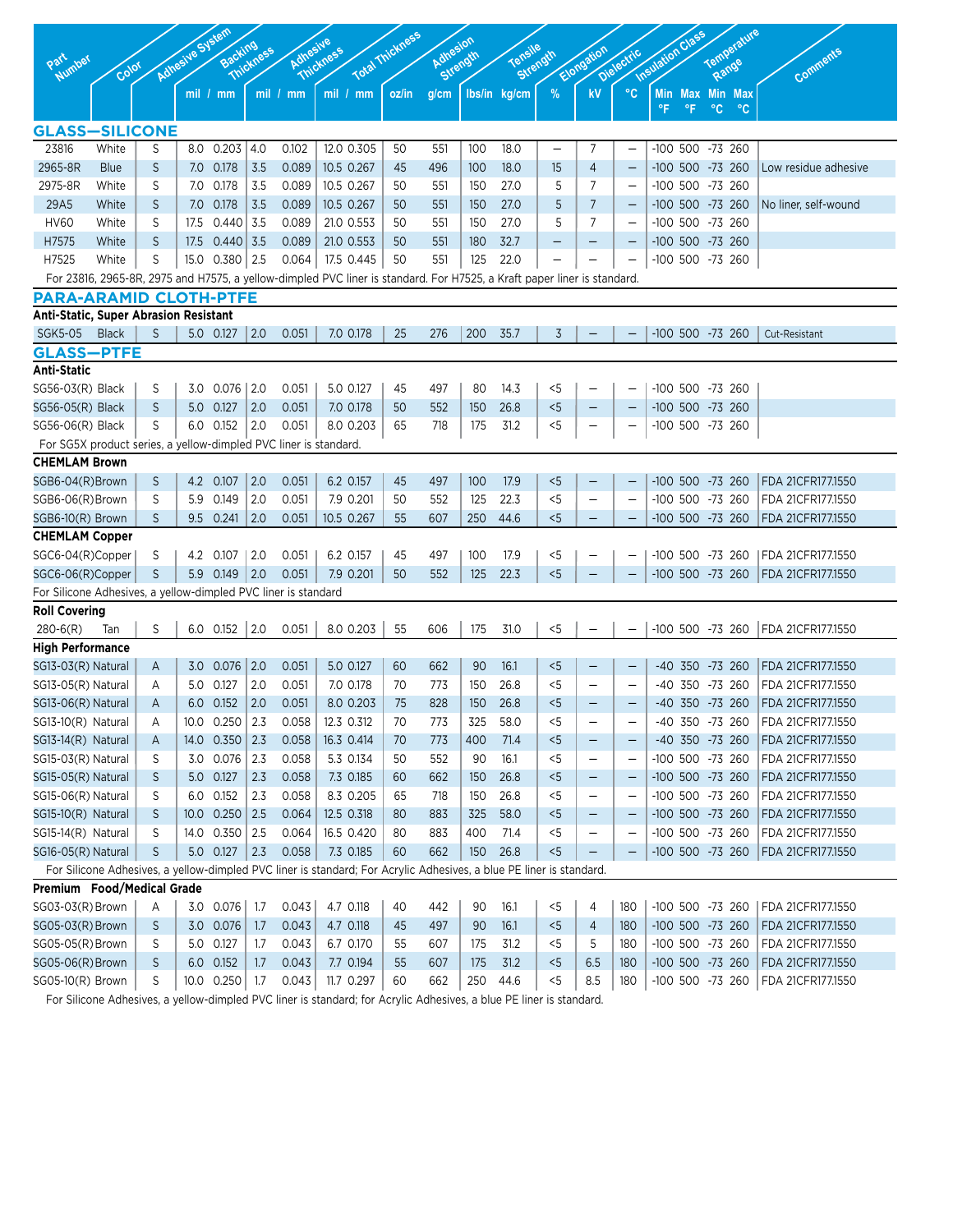| Part Number | Color | Adhesive System | Backing Thickness | | Adhesive Thickness | | Total Thickness | | Adhesion Strength | | Tensile Strength | | Elongation | Dielectric | Insulation Class | Temperature Range | | | | Comments |
|---|---|---|---|---|---|---|---|---|---|---|---|---|---|---|---|---|---|---|---|---|
| | | | mil | mm | mil | mm | mil | mm | oz/in | g/cm | lbs/in | kg/cm | % | kV | °C | Min °F | Max °F | Min °C | Max °C | |
| **GLASS—SILICONE** | | | | | | | | | | | | | | | | | | | | |
| 23816 | White | S | 8.0 | 0.203 | 4.0 | 0.102 | 12.0 | 0.305 | 50 | 551 | 100 | 18.0 | – | 7 | – | -100 | 500 | -73 | 260 | |
| 2965-8R | Blue | S | 7.0 | 0.178 | 3.5 | 0.089 | 10.5 | 0.267 | 45 | 496 | 100 | 18.0 | 15 | 4 | – | -100 | 500 | -73 | 260 | Low residue adhesive |
| 2975-8R | White | S | 7.0 | 0.178 | 3.5 | 0.089 | 10.5 | 0.267 | 50 | 551 | 150 | 27.0 | 5 | 7 | – | -100 | 500 | -73 | 260 | |
| 29A5 | White | S | 7.0 | 0.178 | 3.5 | 0.089 | 10.5 | 0.267 | 50 | 551 | 150 | 27.0 | 5 | 7 | – | -100 | 500 | -73 | 260 | No liner, self-wound |
| HV60 | White | S | 17.5 | 0.440 | 3.5 | 0.089 | 21.0 | 0.553 | 50 | 551 | 150 | 27.0 | 5 | 7 | – | -100 | 500 | -73 | 260 | |
| H7575 | White | S | 17.5 | 0.440 | 3.5 | 0.089 | 21.0 | 0.553 | 50 | 551 | 180 | 32.7 | – | – | – | -100 | 500 | -73 | 260 | |
| H7525 | White | S | 15.0 | 0.380 | 2.5 | 0.064 | 17.5 | 0.445 | 50 | 551 | 125 | 22.0 | – | – | – | -100 | 500 | -73 | 260 | |
| For 23816, 2965-8R, 2975 and H7575, a yellow-dimpled PVC liner is standard. For H7525, a Kraft paper liner is standard. | | | | | | | | | | | | | | | | | | | | |
| **PARA-ARAMID CLOTH-PTFE** | | | | | | | | | | | | | | | | | | | | |
| **Anti-Static, Super Abrasion Resistant** | | | | | | | | | | | | | | | | | | | | |
| SGK5-05 | Black | S | 5.0 | 0.127 | 2.0 | 0.051 | 7.0 | 0.178 | 25 | 276 | 200 | 35.7 | 3 | – | – | -100 | 500 | -73 | 260 | Cut-Resistant |
| **GLASS—PTFE** | | | | | | | | | | | | | | | | | | | | |
| **Anti-Static** | | | | | | | | | | | | | | | | | | | | |
| SG56-03(R) | Black | S | 3.0 | 0.076 | 2.0 | 0.051 | 5.0 | 0.127 | 45 | 497 | 80 | 14.3 | <5 | – | – | -100 | 500 | -73 | 260 | |
| SG56-05(R) | Black | S | 5.0 | 0.127 | 2.0 | 0.051 | 7.0 | 0.178 | 50 | 552 | 150 | 26.8 | <5 | – | – | -100 | 500 | -73 | 260 | |
| SG56-06(R) | Black | S | 6.0 | 0.152 | 2.0 | 0.051 | 8.0 | 0.203 | 65 | 718 | 175 | 31.2 | <5 | – | – | -100 | 500 | -73 | 260 | |
| For SG5X product series, a yellow-dimpled PVC liner is standard. | | | | | | | | | | | | | | | | | | | | |
| **CHEMLAM Brown** | | | | | | | | | | | | | | | | | | | | |
| SGB6-04(R) | Brown | S | 4.2 | 0.107 | 2.0 | 0.051 | 6.2 | 0.157 | 45 | 497 | 100 | 17.9 | <5 | – | – | -100 | 500 | -73 | 260 | FDA 21CFR177.1550 |
| SGB6-06(R) | Brown | S | 5.9 | 0.149 | 2.0 | 0.051 | 7.9 | 0.201 | 50 | 552 | 125 | 22.3 | <5 | – | – | -100 | 500 | -73 | 260 | FDA 21CFR177.1550 |
| SGB6-10(R) | Brown | S | 9.5 | 0.241 | 2.0 | 0.051 | 10.5 | 0.267 | 55 | 607 | 250 | 44.6 | <5 | – | – | -100 | 500 | -73 | 260 | FDA 21CFR177.1550 |
| **CHEMLAM Copper** | | | | | | | | | | | | | | | | | | | | |
| SGC6-04(R) | Copper | S | 4.2 | 0.107 | 2.0 | 0.051 | 6.2 | 0.157 | 45 | 497 | 100 | 17.9 | <5 | – | – | -100 | 500 | -73 | 260 | FDA 21CFR177.1550 |
| SGC6-06(R) | Copper | S | 5.9 | 0.149 | 2.0 | 0.051 | 7.9 | 0.201 | 50 | 552 | 125 | 22.3 | <5 | – | – | -100 | 500 | -73 | 260 | FDA 21CFR177.1550 |
| For Silicone Adhesives, a yellow-dimpled PVC liner is standard | | | | | | | | | | | | | | | | | | | | |
| **Roll Covering** | | | | | | | | | | | | | | | | | | | | |
| 280-6(R) | Tan | S | 6.0 | 0.152 | 2.0 | 0.051 | 8.0 | 0.203 | 55 | 606 | 175 | 31.0 | <5 | – | – | -100 | 500 | -73 | 260 | FDA 21CFR177.1550 |
| **High Performance** | | | | | | | | | | | | | | | | | | | | |
| SG13-03(R) | Natural | A | 3.0 | 0.076 | 2.0 | 0.051 | 5.0 | 0.127 | 60 | 662 | 90 | 16.1 | <5 | – | – | -40 | 350 | -73 | 260 | FDA 21CFR177.1550 |
| SG13-05(R) | Natural | A | 5.0 | 0.127 | 2.0 | 0.051 | 7.0 | 0.178 | 70 | 773 | 150 | 26.8 | <5 | – | – | -40 | 350 | -73 | 260 | FDA 21CFR177.1550 |
| SG13-06(R) | Natural | A | 6.0 | 0.152 | 2.0 | 0.051 | 8.0 | 0.203 | 75 | 828 | 150 | 26.8 | <5 | – | – | -40 | 350 | -73 | 260 | FDA 21CFR177.1550 |
| SG13-10(R) | Natural | A | 10.0 | 0.250 | 2.3 | 0.058 | 12.3 | 0.312 | 70 | 773 | 325 | 58.0 | <5 | – | – | -40 | 350 | -73 | 260 | FDA 21CFR177.1550 |
| SG13-14(R) | Natural | A | 14.0 | 0.350 | 2.3 | 0.058 | 16.3 | 0.414 | 70 | 773 | 400 | 71.4 | <5 | – | – | -40 | 350 | -73 | 260 | FDA 21CFR177.1550 |
| SG15-03(R) | Natural | S | 3.0 | 0.076 | 2.3 | 0.058 | 5.3 | 0.134 | 50 | 552 | 90 | 16.1 | <5 | – | – | -100 | 500 | -73 | 260 | FDA 21CFR177.1550 |
| SG15-05(R) | Natural | S | 5.0 | 0.127 | 2.3 | 0.058 | 7.3 | 0.185 | 60 | 662 | 150 | 26.8 | <5 | – | – | -100 | 500 | -73 | 260 | FDA 21CFR177.1550 |
| SG15-06(R) | Natural | S | 6.0 | 0.152 | 2.3 | 0.058 | 8.3 | 0.205 | 65 | 718 | 150 | 26.8 | <5 | – | – | -100 | 500 | -73 | 260 | FDA 21CFR177.1550 |
| SG15-10(R) | Natural | S | 10.0 | 0.250 | 2.5 | 0.064 | 12.5 | 0.318 | 80 | 883 | 325 | 58.0 | <5 | – | – | -100 | 500 | -73 | 260 | FDA 21CFR177.1550 |
| SG15-14(R) | Natural | S | 14.0 | 0.350 | 2.5 | 0.064 | 16.5 | 0.420 | 80 | 883 | 400 | 71.4 | <5 | – | – | -100 | 500 | -73 | 260 | FDA 21CFR177.1550 |
| SG16-05(R) | Natural | S | 5.0 | 0.127 | 2.3 | 0.058 | 7.3 | 0.185 | 60 | 662 | 150 | 26.8 | <5 | – | – | -100 | 500 | -73 | 260 | FDA 21CFR177.1550 |
| For Silicone Adhesives, a yellow-dimpled PVC liner is standard; For Acrylic Adhesives, a blue PE liner is standard. | | | | | | | | | | | | | | | | | | | | |
| **Premium Food/Medical Grade** | | | | | | | | | | | | | | | | | | | | |
| SG03-03(R) | Brown | A | 3.0 | 0.076 | 1.7 | 0.043 | 4.7 | 0.118 | 40 | 442 | 90 | 16.1 | <5 | 4 | 180 | -100 | 500 | -73 | 260 | FDA 21CFR177.1550 |
| SG05-03(R) | Brown | S | 3.0 | 0.076 | 1.7 | 0.043 | 4.7 | 0.118 | 45 | 497 | 90 | 16.1 | <5 | 4 | 180 | -100 | 500 | -73 | 260 | FDA 21CFR177.1550 |
| SG05-05(R) | Brown | S | 5.0 | 0.127 | 1.7 | 0.043 | 6.7 | 0.170 | 55 | 607 | 175 | 31.2 | <5 | 5 | 180 | -100 | 500 | -73 | 260 | FDA 21CFR177.1550 |
| SG05-06(R) | Brown | S | 6.0 | 0.152 | 1.7 | 0.043 | 7.7 | 0.194 | 55 | 607 | 175 | 31.2 | <5 | 6.5 | 180 | -100 | 500 | -73 | 260 | FDA 21CFR177.1550 |
| SG05-10(R) | Brown | S | 10.0 | 0.250 | 1.7 | 0.043 | 11.7 | 0.297 | 60 | 662 | 250 | 44.6 | <5 | 8.5 | 180 | -100 | 500 | -73 | 260 | FDA 21CFR177.1550 |

For Silicone Adhesives, a yellow-dimpled PVC liner is standard; for Acrylic Adhesives, a blue PE liner is standard.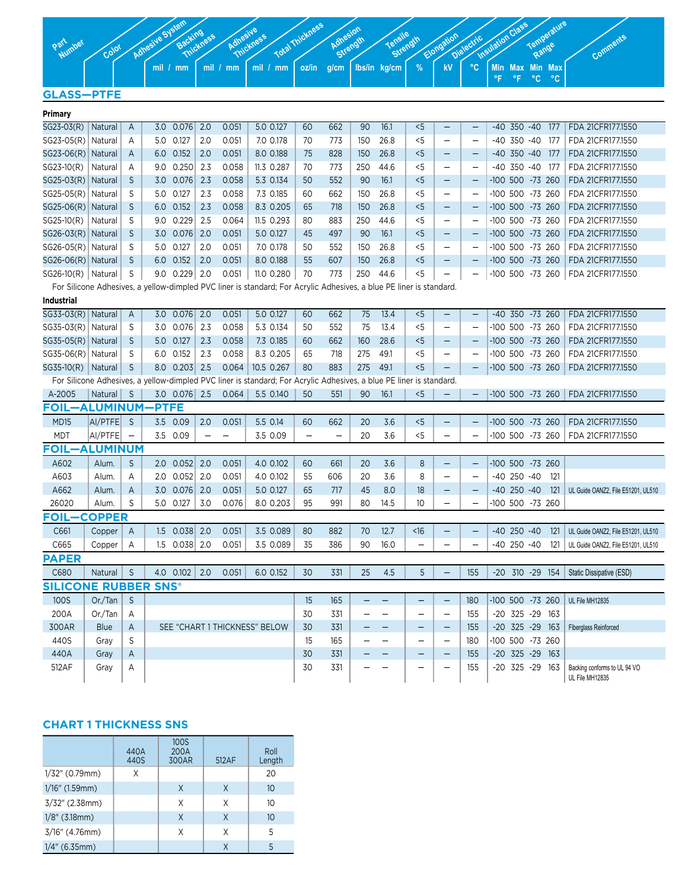| Part Number | Color | Adhesive System | Backing Thickness mil | Backing Thickness mm | Adhesive Thickness mil | Adhesive Thickness mm | Total Thickness mil | Total Thickness mm | Adhesion Strength oz/in | Adhesion Strength g/cm | Tensile Strength lbs/in | Tensile Strength kg/cm | Elongation % | Dielectric kV | Insulation Class °C | Temperature Range Min °F | Temperature Range Max °F | Temperature Range Min °C | Temperature Range Max °C | Comments |
|---|---|---|---|---|---|---|---|---|---|---|---|---|---|---|---|---|---|---|---|---|
| **GLASS—PTFE** | | | | | | | | | | | | | | | | | | | | |
| **Primary** | | | | | | | | | | | | | | | | | | | | |
| SG23-03(R) | Natural | A | 3.0 | 0.076 | 2.0 | 0.051 | 5.0 | 0.127 | 60 | 662 | 90 | 16.1 | <5 | – | – | -40 | 350 | -40 | 177 | FDA 21CFR177.1550 |
| SG23-05(R) | Natural | A | 5.0 | 0.127 | 2.0 | 0.051 | 7.0 | 0.178 | 70 | 773 | 150 | 26.8 | <5 | – | – | -40 | 350 | -40 | 177 | FDA 21CFR177.1550 |
| SG23-06(R) | Natural | A | 6.0 | 0.152 | 2.0 | 0.051 | 8.0 | 0.188 | 75 | 828 | 150 | 26.8 | <5 | – | – | -40 | 350 | -40 | 177 | FDA 21CFR177.1550 |
| SG23-10(R) | Natural | A | 9.0 | 0.250 | 2.3 | 0.058 | 11.3 | 0.287 | 70 | 773 | 250 | 44.6 | <5 | – | – | -40 | 350 | -40 | 177 | FDA 21CFR177.1550 |
| SG25-03(R) | Natural | S | 3.0 | 0.076 | 2.3 | 0.058 | 5.3 | 0.134 | 50 | 552 | 90 | 16.1 | <5 | – | – | -100 | 500 | -73 | 260 | FDA 21CFR177.1550 |
| SG25-05(R) | Natural | S | 5.0 | 0.127 | 2.3 | 0.058 | 7.3 | 0.185 | 60 | 662 | 150 | 26.8 | <5 | – | – | -100 | 500 | -73 | 260 | FDA 21CFR177.1550 |
| SG25-06(R) | Natural | S | 6.0 | 0.152 | 2.3 | 0.058 | 8.3 | 0.205 | 65 | 718 | 150 | 26.8 | <5 | – | – | -100 | 500 | -73 | 260 | FDA 21CFR177.1550 |
| SG25-10(R) | Natural | S | 9.0 | 0.229 | 2.5 | 0.064 | 11.5 | 0.293 | 80 | 883 | 250 | 44.6 | <5 | – | – | -100 | 500 | -73 | 260 | FDA 21CFR177.1550 |
| SG26-03(R) | Natural | S | 3.0 | 0.076 | 2.0 | 0.051 | 5.0 | 0.127 | 45 | 497 | 90 | 16.1 | <5 | – | – | -100 | 500 | -73 | 260 | FDA 21CFR177.1550 |
| SG26-05(R) | Natural | S | 5.0 | 0.127 | 2.0 | 0.051 | 7.0 | 0.178 | 50 | 552 | 150 | 26.8 | <5 | – | – | -100 | 500 | -73 | 260 | FDA 21CFR177.1550 |
| SG26-06(R) | Natural | S | 6.0 | 0.152 | 2.0 | 0.051 | 8.0 | 0.188 | 55 | 607 | 150 | 26.8 | <5 | – | – | -100 | 500 | -73 | 260 | FDA 21CFR177.1550 |
| SG26-10(R) | Natural | S | 9.0 | 0.229 | 2.0 | 0.051 | 11.0 | 0.280 | 70 | 773 | 250 | 44.6 | <5 | – | – | -100 | 500 | -73 | 260 | FDA 21CFR177.1550 |
| For Silicone Adhesives, a yellow-dimpled PVC liner is standard; For Acrylic Adhesives, a blue PE liner is standard. | | | | | | | | | | | | | | | | | | | | |
| **Industrial** | | | | | | | | | | | | | | | | | | | | |
| SG33-03(R) | Natural | A | 3.0 | 0.076 | 2.0 | 0.051 | 5.0 | 0.127 | 60 | 662 | 75 | 13.4 | <5 | – | – | -40 | 350 | -73 | 260 | FDA 21CFR177.1550 |
| SG35-03(R) | Natural | S | 3.0 | 0.076 | 2.3 | 0.058 | 5.3 | 0.134 | 50 | 552 | 75 | 13.4 | <5 | – | – | -100 | 500 | -73 | 260 | FDA 21CFR177.1550 |
| SG35-05(R) | Natural | S | 5.0 | 0.127 | 2.3 | 0.058 | 7.3 | 0.185 | 60 | 662 | 160 | 28.6 | <5 | – | – | -100 | 500 | -73 | 260 | FDA 21CFR177.1550 |
| SG35-06(R) | Natural | S | 6.0 | 0.152 | 2.3 | 0.058 | 8.3 | 0.205 | 65 | 718 | 275 | 49.1 | <5 | – | – | -100 | 500 | -73 | 260 | FDA 21CFR177.1550 |
| SG35-10(R) | Natural | S | 8.0 | 0.203 | 2.5 | 0.064 | 10.5 | 0.267 | 80 | 883 | 275 | 49.1 | <5 | – | – | -100 | 500 | -73 | 260 | FDA 21CFR177.1550 |
| For Silicone Adhesives, a yellow-dimpled PVC liner is standard; For Acrylic Adhesives, a blue PE liner is standard. | | | | | | | | | | | | | | | | | | | | |
| A-2005 | Natural | S | 3.0 | 0.076 | 2.5 | 0.064 | 5.5 | 0.140 | 50 | 551 | 90 | 16.1 | <5 | – | – | -100 | 500 | -73 | 260 | FDA 21CFR177.1550 |
| **FOIL—ALUMINUM—PTFE** | | | | | | | | | | | | | | | | | | | | |
| MD15 | Al/PTFE | S | 3.5 | 0.09 | 2.0 | 0.051 | 5.5 | 0.14 | 60 | 662 | 20 | 3.6 | <5 | – | – | -100 | 500 | -73 | 260 | FDA 21CFR177.1550 |
| MDT | Al/PTFE | – | 3.5 | 0.09 | – | – | 3.5 | 0.09 | – | – | 20 | 3.6 | <5 | – | – | -100 | 500 | -73 | 260 | FDA 21CFR177.1550 |
| **FOIL—ALUMINUM** | | | | | | | | | | | | | | | | | | | | |
| A602 | Alum. | S | 2.0 | 0.052 | 2.0 | 0.051 | 4.0 | 0.102 | 60 | 661 | 20 | 3.6 | 8 | – | – | -100 | 500 | -73 | 260 | |
| A603 | Alum. | A | 2.0 | 0.052 | 2.0 | 0.051 | 4.0 | 0.102 | 55 | 606 | 20 | 3.6 | 8 | – | – | -40 | 250 | -40 | 121 | |
| A662 | Alum. | A | 3.0 | 0.076 | 2.0 | 0.051 | 5.0 | 0.127 | 65 | 717 | 45 | 8.0 | 18 | – | – | -40 | 250 | -40 | 121 | UL Guide OANZ2, File E51201, UL510 |
| 26020 | Alum. | S | 5.0 | 0.127 | 3.0 | 0.076 | 8.0 | 0.203 | 95 | 991 | 80 | 14.5 | 10 | – | – | -100 | 500 | -73 | 260 | |
| **FOIL—COPPER** | | | | | | | | | | | | | | | | | | | | |
| C661 | Copper | A | 1.5 | 0.038 | 2.0 | 0.051 | 3.5 | 0.089 | 80 | 882 | 70 | 12.7 | <16 | – | – | -40 | 250 | -40 | 121 | UL Guide OANZ2, File E51201, UL510 |
| C665 | Copper | A | 1.5 | 0.038 | 2.0 | 0.051 | 3.5 | 0.089 | 35 | 386 | 90 | 16.0 | – | – | – | -40 | 250 | -40 | 121 | UL Guide OANZ2, File E51201, UL510 |
| **PAPER** | | | | | | | | | | | | | | | | | | | | |
| C680 | Natural | S | 4.0 | 0.102 | 2.0 | 0.051 | 6.0 | 0.152 | 30 | 331 | 25 | 4.5 | 5 | – | 155 | -20 | 310 | -29 | 154 | Static Dissipative (ESD) |
| **SILICONE RUBBER SNS®** | | | | | | | | | | | | | | | | | | | | |
| 100S | Or./Tan | S | SEE "CHART 1 THICKNESS" BELOW | | | | | | 15 | 165 | – | – | – | – | 180 | -100 | 500 | -73 | 260 | UL File MH12835 |
| 200A | Or./Tan | A | | | | | | | 30 | 331 | – | – | – | – | 155 | -20 | 325 | -29 | 163 | |
| 300AR | Blue | A | | | | | | | 30 | 331 | – | – | – | – | 155 | -20 | 325 | -29 | 163 | Fiberglass Reinforced |
| 440S | Gray | S | | | | | | | 15 | 165 | – | – | – | – | 180 | -100 | 500 | -73 | 260 | |
| 440A | Gray | A | | | | | | | 30 | 331 | – | – | – | – | 155 | -20 | 325 | -29 | 163 | |
| 512AF | Gray | A | | | | | | | 30 | 331 | – | – | – | – | 155 | -20 | 325 | -29 | 163 | Backing conforms to UL 94 VO UL File MH12835 |

## CHART 1 THICKNESS SNS

| | 440A 440S | 100S 200A 300AR | 512AF | Roll Length |
|---|---|---|---|---|
| 1/32" (0.79mm) | X | | | 20 |
| 1/16" (1.59mm) | | X | X | 10 |
| 3/32" (2.38mm) | | X | X | 10 |
| 1/8" (3.18mm) | | X | X | 10 |
| 3/16" (4.76mm) | | X | X | 5 |
| 1/4" (6.35mm) | | | X | 5 |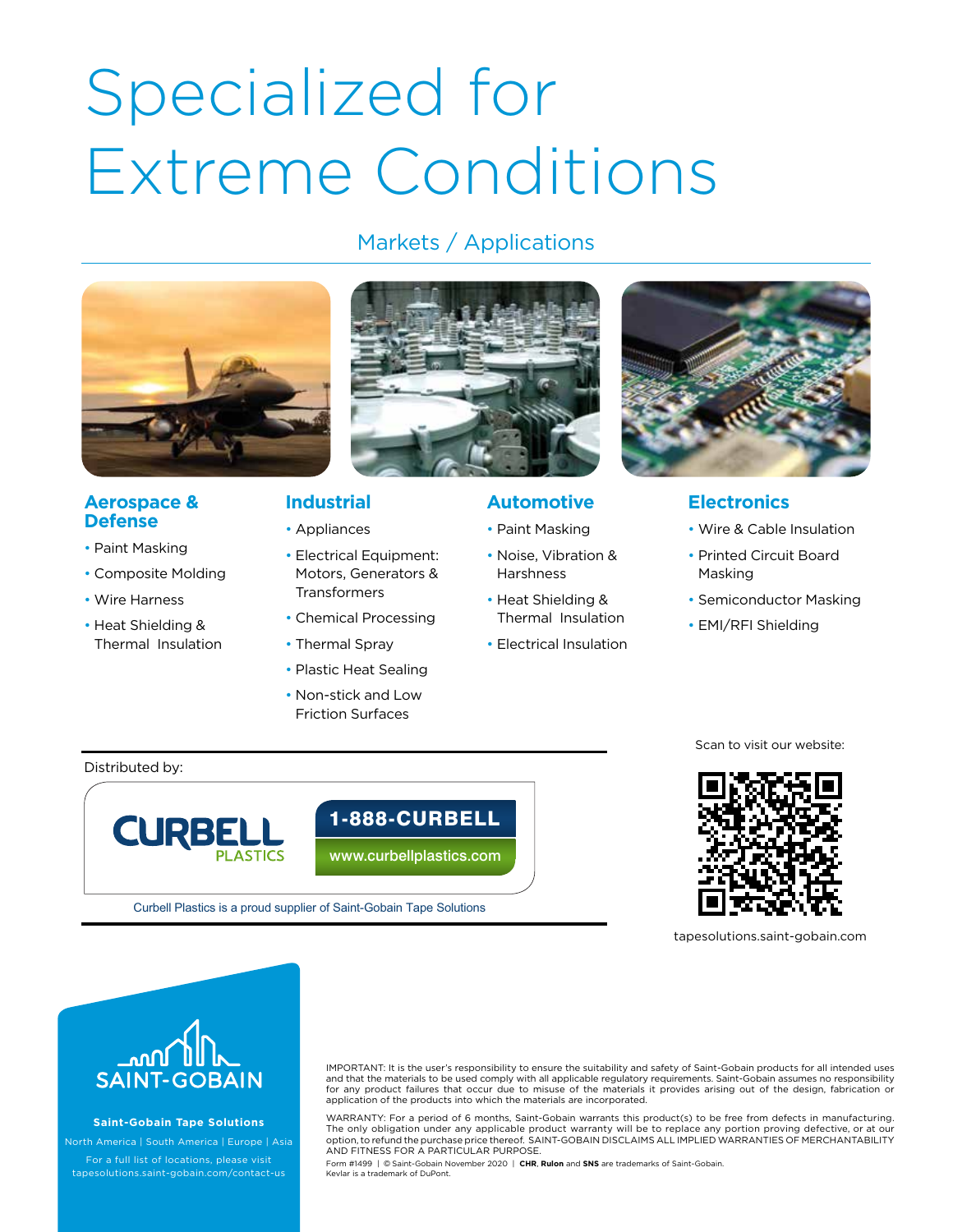# Specialized for Extreme Conditions

## Markets / Applications

### Aerospace & Defense

- Paint Masking
- Composite Molding
- Wire Harness
- Heat Shielding & Thermal Insulation

### Industrial

- Appliances
- Electrical Equipment: Motors, Generators & Transformers
- Chemical Processing
- Thermal Spray
- Plastic Heat Sealing
- Non-stick and Low Friction Surfaces

### Automotive

- Paint Masking
- Noise, Vibration & Harshness
- Heat Shielding & Thermal Insulation
- Electrical Insulation

### Electronics

- Wire & Cable Insulation
- Printed Circuit Board Masking
- Semiconductor Masking
- EMI/RFI Shielding

Distributed by:

CURBELL PLASTICS

1-888-CURBELL

www.curbellplastics.com

Curbell Plastics is a proud supplier of Saint-Gobain Tape Solutions

Scan to visit our website:

tapesolutions.saint-gobain.com

SAINT-GOBAIN

**Saint-Gobain Tape Solutions**

North America | South America | Europe | Asia

For a full list of locations, please visit tapesolutions.saint-gobain.com/contact-us

IMPORTANT: It is the user's responsibility to ensure the suitability and safety of Saint-Gobain products for all intended uses and that the materials to be used comply with all applicable regulatory requirements. Saint-Gobain assumes no responsibility for any product failures that occur due to misuse of the materials it provides arising out of the design, fabrication or application of the products into which the materials are incorporated.

WARRANTY: For a period of 6 months, Saint-Gobain warrants this product(s) to be free from defects in manufacturing. The only obligation under any applicable product warranty will be to replace any portion proving defective, or at our option, to refund the purchase price thereof. SAINT-GOBAIN DISCLAIMS ALL IMPLIED WARRANTIES OF MERCHANTABILITY AND FITNESS FOR A PARTICULAR PURPOSE.

Form #1499 | © Saint-Gobain November 2020 | **CHR**, **Rulon** and **SNS** are trademarks of Saint-Gobain.
Kevlar is a trademark of DuPont.